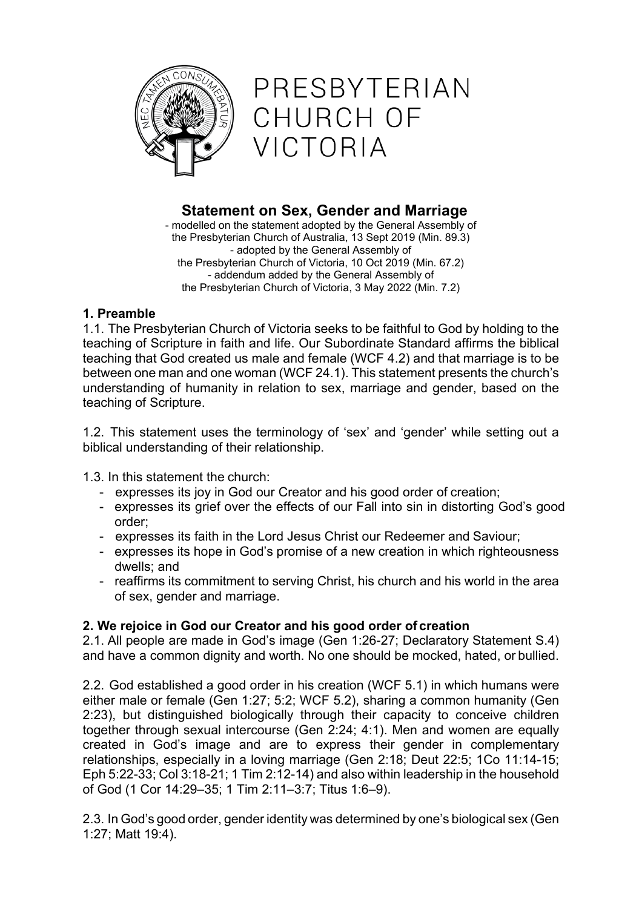PRESBYTERIAN CHURCH OF VICTORIA

# Statement on Sex, Gender and Marriage

- modelled on the statement adopted by the General Assembly of the Presbyterian Church of Australia, 13 Sept 2019 (Min. 89.3)
- adopted by the General Assembly of the Presbyterian Church of Victoria, 10 Oct 2019 (Min. 67.2)
- addendum added by the General Assembly of the Presbyterian Church of Victoria, 3 May 2022 (Min. 7.2)

## 1. Preamble

1.1. The Presbyterian Church of Victoria seeks to be faithful to God by holding to the teaching of Scripture in faith and life. Our Subordinate Standard affirms the biblical teaching that God created us male and female (WCF 4.2) and that marriage is to be between one man and one woman (WCF 24.1). This statement presents the church's understanding of humanity in relation to sex, marriage and gender, based on the teaching of Scripture.

1.2. This statement uses the terminology of 'sex' and 'gender' while setting out a biblical understanding of their relationship.

1.3. In this statement the church:

- expresses its joy in God our Creator and his good order of creation;
- expresses its grief over the effects of our Fall into sin in distorting God's good order;
- expresses its faith in the Lord Jesus Christ our Redeemer and Saviour;
- expresses its hope in God's promise of a new creation in which righteousness dwells; and
- reaffirms its commitment to serving Christ, his church and his world in the area of sex, gender and marriage.

## 2. We rejoice in God our Creator and his good order of creation

2.1. All people are made in God's image (Gen 1:26-27; Declaratory Statement S.4) and have a common dignity and worth. No one should be mocked, hated, or bullied.

2.2. God established a good order in his creation (WCF 5.1) in which humans were either male or female (Gen 1:27; 5:2; WCF 5.2), sharing a common humanity (Gen 2:23), but distinguished biologically through their capacity to conceive children together through sexual intercourse (Gen 2:24; 4:1). Men and women are equally created in God's image and are to express their gender in complementary relationships, especially in a loving marriage (Gen 2:18; Deut 22:5; 1Co 11:14-15; Eph 5:22-33; Col 3:18-21; 1 Tim 2:12-14) and also within leadership in the household of God (1 Cor 14:29–35; 1 Tim 2:11–3:7; Titus 1:6–9).

2.3. In God's good order, gender identity was determined by one's biological sex (Gen 1:27; Matt 19:4).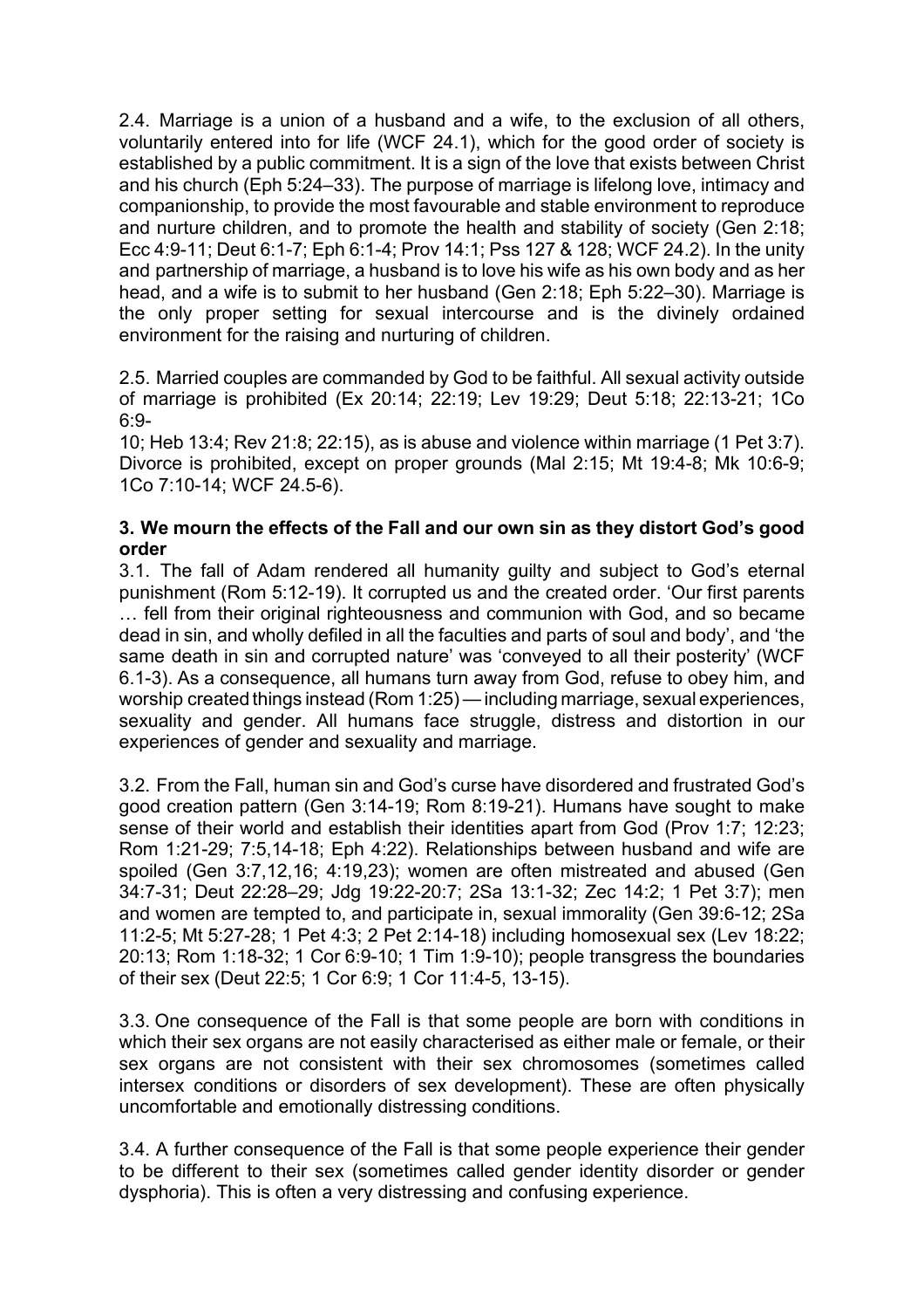2.4. Marriage is a union of a husband and a wife, to the exclusion of all others, voluntarily entered into for life (WCF 24.1), which for the good order of society is established by a public commitment. It is a sign of the love that exists between Christ and his church (Eph 5:24–33). The purpose of marriage is lifelong love, intimacy and companionship, to provide the most favourable and stable environment to reproduce and nurture children, and to promote the health and stability of society (Gen 2:18; Ecc 4:9-11; Deut 6:1-7; Eph 6:1-4; Prov 14:1; Pss 127 & 128; WCF 24.2). In the unity and partnership of marriage, a husband is to love his wife as his own body and as her head, and a wife is to submit to her husband (Gen 2:18; Eph 5:22–30). Marriage is the only proper setting for sexual intercourse and is the divinely ordained environment for the raising and nurturing of children.

2.5. Married couples are commanded by God to be faithful. All sexual activity outside of marriage is prohibited (Ex 20:14; 22:19; Lev 19:29; Deut 5:18; 22:13-21; 1Co 6:9-10; Heb 13:4; Rev 21:8; 22:15), as is abuse and violence within marriage (1 Pet 3:7). Divorce is prohibited, except on proper grounds (Mal 2:15; Mt 19:4-8; Mk 10:6-9; 1Co 7:10-14; WCF 24.5-6).

### 3. We mourn the effects of the Fall and our own sin as they distort God's good order

3.1. The fall of Adam rendered all humanity guilty and subject to God's eternal punishment (Rom 5:12-19). It corrupted us and the created order. 'Our first parents … fell from their original righteousness and communion with God, and so became dead in sin, and wholly defiled in all the faculties and parts of soul and body', and 'the same death in sin and corrupted nature' was 'conveyed to all their posterity' (WCF 6.1-3). As a consequence, all humans turn away from God, refuse to obey him, and worship created things instead (Rom 1:25) — including marriage, sexual experiences, sexuality and gender. All humans face struggle, distress and distortion in our experiences of gender and sexuality and marriage.

3.2. From the Fall, human sin and God's curse have disordered and frustrated God's good creation pattern (Gen 3:14-19; Rom 8:19-21). Humans have sought to make sense of their world and establish their identities apart from God (Prov 1:7; 12:23; Rom 1:21-29; 7:5,14-18; Eph 4:22). Relationships between husband and wife are spoiled (Gen 3:7,12,16; 4:19,23); women are often mistreated and abused (Gen 34:7-31; Deut 22:28–29; Jdg 19:22-20:7; 2Sa 13:1-32; Zec 14:2; 1 Pet 3:7); men and women are tempted to, and participate in, sexual immorality (Gen 39:6-12; 2Sa 11:2-5; Mt 5:27-28; 1 Pet 4:3; 2 Pet 2:14-18) including homosexual sex (Lev 18:22; 20:13; Rom 1:18-32; 1 Cor 6:9-10; 1 Tim 1:9-10); people transgress the boundaries of their sex (Deut 22:5; 1 Cor 6:9; 1 Cor 11:4-5, 13-15).

3.3. One consequence of the Fall is that some people are born with conditions in which their sex organs are not easily characterised as either male or female, or their sex organs are not consistent with their sex chromosomes (sometimes called intersex conditions or disorders of sex development). These are often physically uncomfortable and emotionally distressing conditions.

3.4. A further consequence of the Fall is that some people experience their gender to be different to their sex (sometimes called gender identity disorder or gender dysphoria). This is often a very distressing and confusing experience.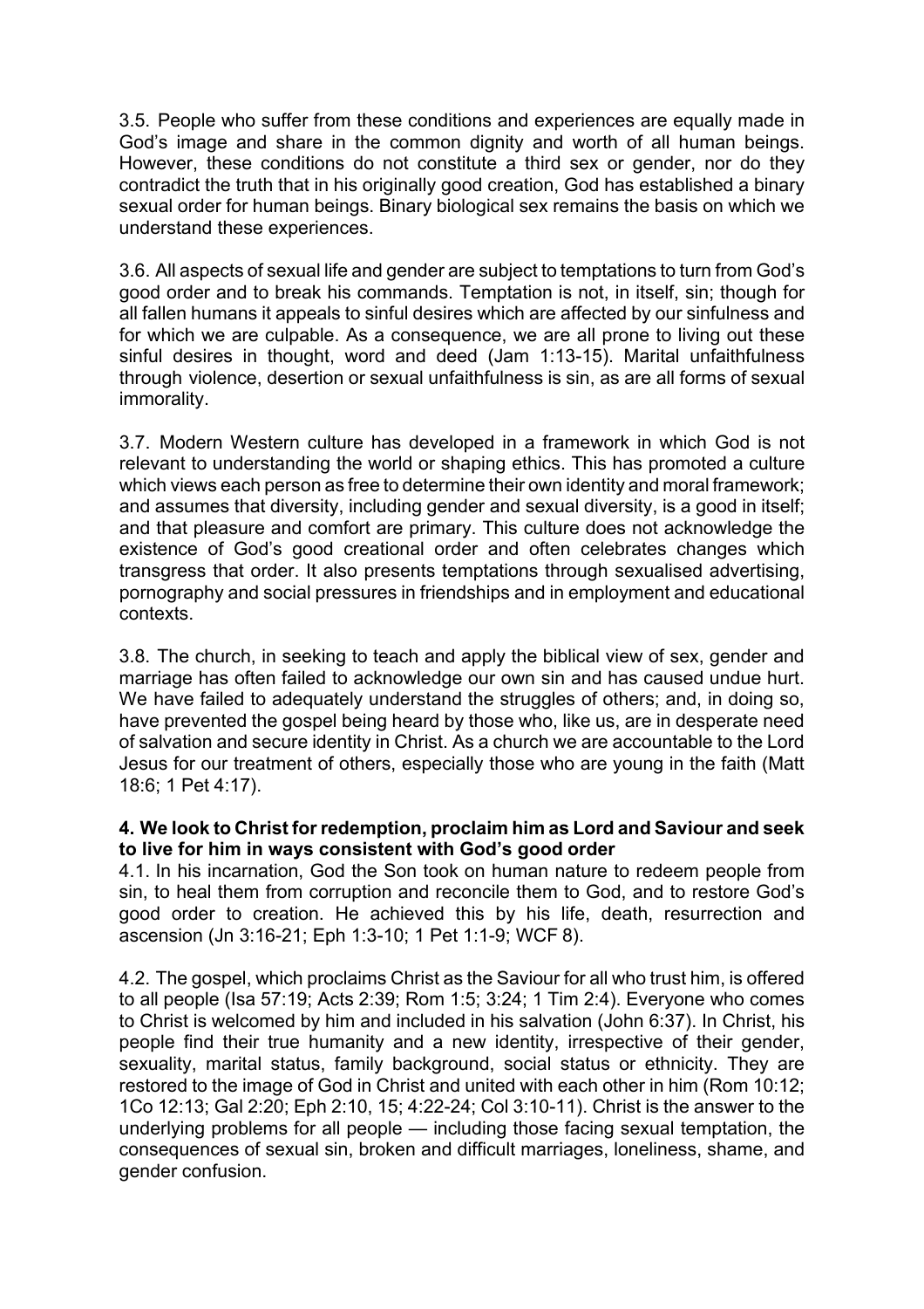3.5. People who suffer from these conditions and experiences are equally made in God's image and share in the common dignity and worth of all human beings. However, these conditions do not constitute a third sex or gender, nor do they contradict the truth that in his originally good creation, God has established a binary sexual order for human beings. Binary biological sex remains the basis on which we understand these experiences.

3.6. All aspects of sexual life and gender are subject to temptations to turn from God's good order and to break his commands. Temptation is not, in itself, sin; though for all fallen humans it appeals to sinful desires which are affected by our sinfulness and for which we are culpable. As a consequence, we are all prone to living out these sinful desires in thought, word and deed (Jam 1:13-15). Marital unfaithfulness through violence, desertion or sexual unfaithfulness is sin, as are all forms of sexual immorality.

3.7. Modern Western culture has developed in a framework in which God is not relevant to understanding the world or shaping ethics. This has promoted a culture which views each person as free to determine their own identity and moral framework; and assumes that diversity, including gender and sexual diversity, is a good in itself; and that pleasure and comfort are primary. This culture does not acknowledge the existence of God's good creational order and often celebrates changes which transgress that order. It also presents temptations through sexualised advertising, pornography and social pressures in friendships and in employment and educational contexts.

3.8. The church, in seeking to teach and apply the biblical view of sex, gender and marriage has often failed to acknowledge our own sin and has caused undue hurt. We have failed to adequately understand the struggles of others; and, in doing so, have prevented the gospel being heard by those who, like us, are in desperate need of salvation and secure identity in Christ. As a church we are accountable to the Lord Jesus for our treatment of others, especially those who are young in the faith (Matt 18:6; 1 Pet 4:17).

**4. We look to Christ for redemption, proclaim him as Lord and Saviour and seek to live for him in ways consistent with God's good order**

4.1. In his incarnation, God the Son took on human nature to redeem people from sin, to heal them from corruption and reconcile them to God, and to restore God's good order to creation. He achieved this by his life, death, resurrection and ascension (Jn 3:16-21; Eph 1:3-10; 1 Pet 1:1-9; WCF 8).

4.2. The gospel, which proclaims Christ as the Saviour for all who trust him, is offered to all people (Isa 57:19; Acts 2:39; Rom 1:5; 3:24; 1 Tim 2:4). Everyone who comes to Christ is welcomed by him and included in his salvation (John 6:37). In Christ, his people find their true humanity and a new identity, irrespective of their gender, sexuality, marital status, family background, social status or ethnicity. They are restored to the image of God in Christ and united with each other in him (Rom 10:12; 1Co 12:13; Gal 2:20; Eph 2:10, 15; 4:22-24; Col 3:10-11). Christ is the answer to the underlying problems for all people — including those facing sexual temptation, the consequences of sexual sin, broken and difficult marriages, loneliness, shame, and gender confusion.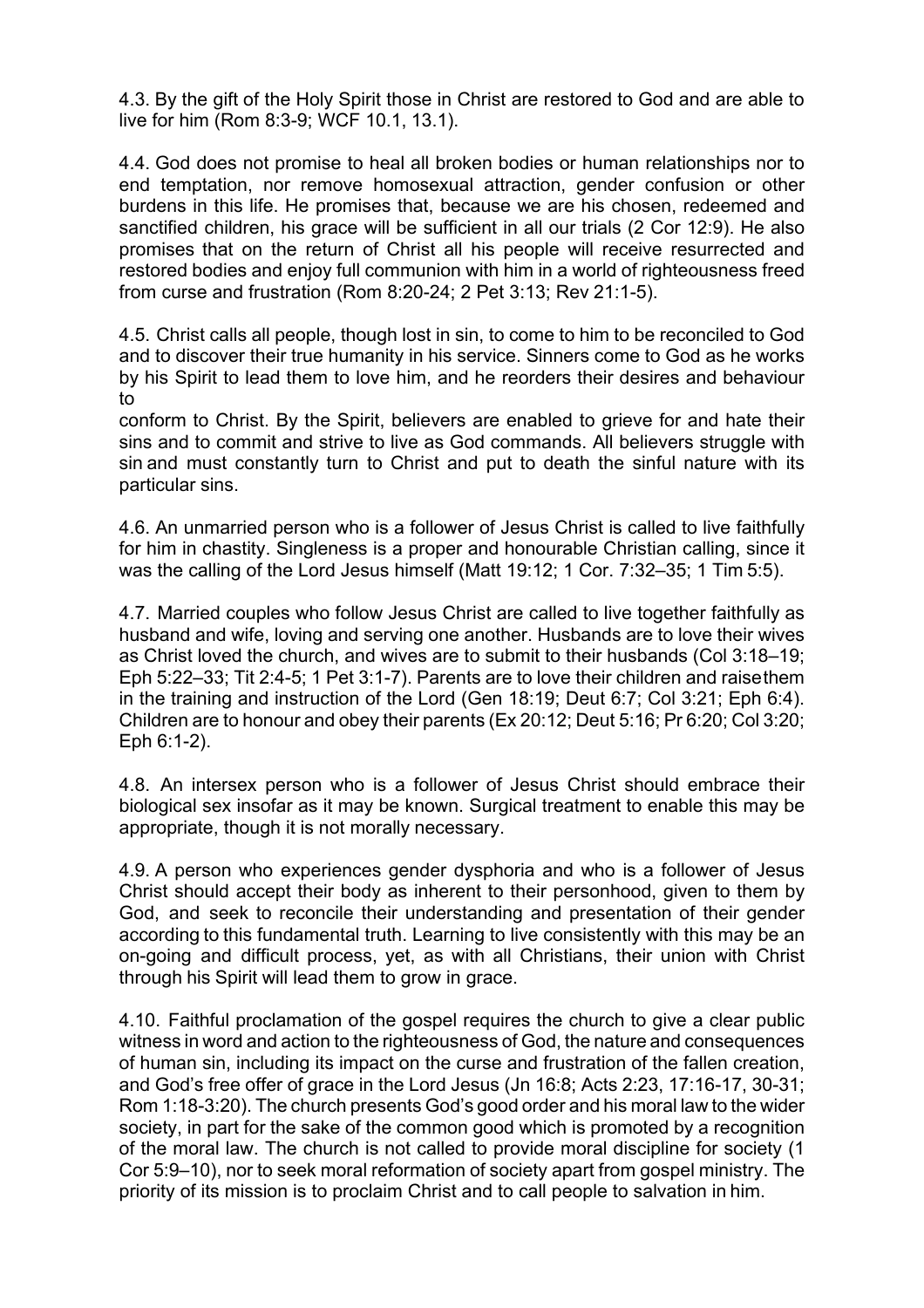4.3. By the gift of the Holy Spirit those in Christ are restored to God and are able to live for him (Rom 8:3-9; WCF 10.1, 13.1).

4.4. God does not promise to heal all broken bodies or human relationships nor to end temptation, nor remove homosexual attraction, gender confusion or other burdens in this life. He promises that, because we are his chosen, redeemed and sanctified children, his grace will be sufficient in all our trials (2 Cor 12:9). He also promises that on the return of Christ all his people will receive resurrected and restored bodies and enjoy full communion with him in a world of righteousness freed from curse and frustration (Rom 8:20-24; 2 Pet 3:13; Rev 21:1-5).

4.5. Christ calls all people, though lost in sin, to come to him to be reconciled to God and to discover their true humanity in his service. Sinners come to God as he works by his Spirit to lead them to love him, and he reorders their desires and behaviour to conform to Christ. By the Spirit, believers are enabled to grieve for and hate their sins and to commit and strive to live as God commands. All believers struggle with sin and must constantly turn to Christ and put to death the sinful nature with its particular sins.

4.6. An unmarried person who is a follower of Jesus Christ is called to live faithfully for him in chastity. Singleness is a proper and honourable Christian calling, since it was the calling of the Lord Jesus himself (Matt 19:12; 1 Cor. 7:32–35; 1 Tim 5:5).

4.7. Married couples who follow Jesus Christ are called to live together faithfully as husband and wife, loving and serving one another. Husbands are to love their wives as Christ loved the church, and wives are to submit to their husbands (Col 3:18–19; Eph 5:22–33; Tit 2:4-5; 1 Pet 3:1-7). Parents are to love their children and raise them in the training and instruction of the Lord (Gen 18:19; Deut 6:7; Col 3:21; Eph 6:4). Children are to honour and obey their parents (Ex 20:12; Deut 5:16; Pr 6:20; Col 3:20; Eph 6:1-2).

4.8. An intersex person who is a follower of Jesus Christ should embrace their biological sex insofar as it may be known. Surgical treatment to enable this may be appropriate, though it is not morally necessary.

4.9. A person who experiences gender dysphoria and who is a follower of Jesus Christ should accept their body as inherent to their personhood, given to them by God, and seek to reconcile their understanding and presentation of their gender according to this fundamental truth. Learning to live consistently with this may be an on-going and difficult process, yet, as with all Christians, their union with Christ through his Spirit will lead them to grow in grace.

4.10. Faithful proclamation of the gospel requires the church to give a clear public witness in word and action to the righteousness of God, the nature and consequences of human sin, including its impact on the curse and frustration of the fallen creation, and God's free offer of grace in the Lord Jesus (Jn 16:8; Acts 2:23, 17:16-17, 30-31; Rom 1:18-3:20). The church presents God's good order and his moral law to the wider society, in part for the sake of the common good which is promoted by a recognition of the moral law. The church is not called to provide moral discipline for society (1 Cor 5:9–10), nor to seek moral reformation of society apart from gospel ministry. The priority of its mission is to proclaim Christ and to call people to salvation in him.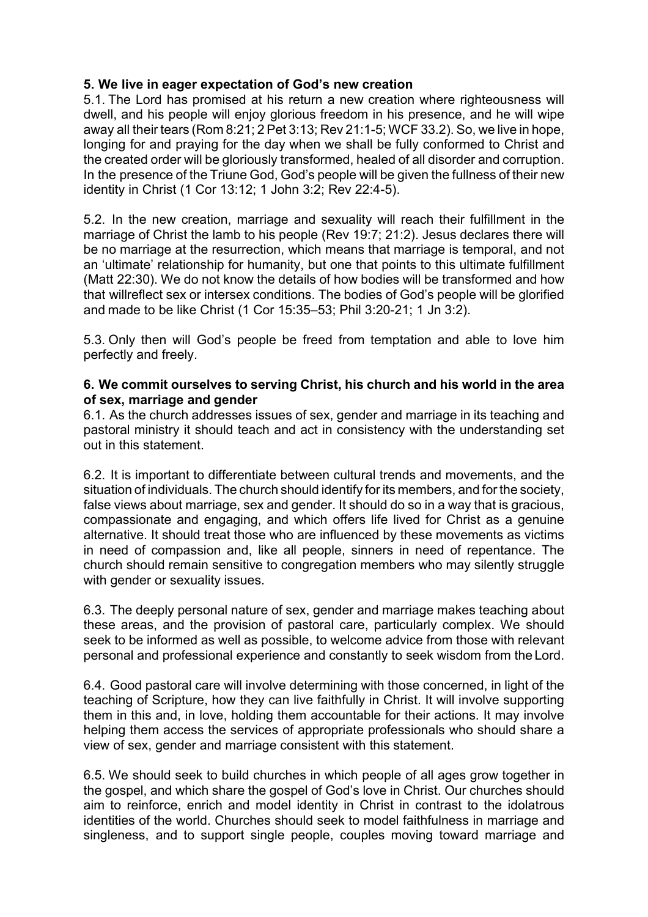**5. We live in eager expectation of God's new creation**

5.1. The Lord has promised at his return a new creation where righteousness will dwell, and his people will enjoy glorious freedom in his presence, and he will wipe away all their tears (Rom 8:21; 2 Pet 3:13; Rev 21:1-5; WCF 33.2). So, we live in hope, longing for and praying for the day when we shall be fully conformed to Christ and the created order will be gloriously transformed, healed of all disorder and corruption. In the presence of the Triune God, God's people will be given the fullness of their new identity in Christ (1 Cor 13:12; 1 John 3:2; Rev 22:4-5).

5.2. In the new creation, marriage and sexuality will reach their fulfillment in the marriage of Christ the lamb to his people (Rev 19:7; 21:2). Jesus declares there will be no marriage at the resurrection, which means that marriage is temporal, and not an 'ultimate' relationship for humanity, but one that points to this ultimate fulfillment (Matt 22:30). We do not know the details of how bodies will be transformed and how that willreflect sex or intersex conditions. The bodies of God's people will be glorified and made to be like Christ (1 Cor 15:35–53; Phil 3:20-21; 1 Jn 3:2).

5.3. Only then will God's people be freed from temptation and able to love him perfectly and freely.

**6. We commit ourselves to serving Christ, his church and his world in the area of sex, marriage and gender**

6.1. As the church addresses issues of sex, gender and marriage in its teaching and pastoral ministry it should teach and act in consistency with the understanding set out in this statement.

6.2. It is important to differentiate between cultural trends and movements, and the situation of individuals. The church should identify for its members, and for the society, false views about marriage, sex and gender. It should do so in a way that is gracious, compassionate and engaging, and which offers life lived for Christ as a genuine alternative. It should treat those who are influenced by these movements as victims in need of compassion and, like all people, sinners in need of repentance. The church should remain sensitive to congregation members who may silently struggle with gender or sexuality issues.

6.3. The deeply personal nature of sex, gender and marriage makes teaching about these areas, and the provision of pastoral care, particularly complex. We should seek to be informed as well as possible, to welcome advice from those with relevant personal and professional experience and constantly to seek wisdom from the Lord.

6.4. Good pastoral care will involve determining with those concerned, in light of the teaching of Scripture, how they can live faithfully in Christ. It will involve supporting them in this and, in love, holding them accountable for their actions. It may involve helping them access the services of appropriate professionals who should share a view of sex, gender and marriage consistent with this statement.

6.5. We should seek to build churches in which people of all ages grow together in the gospel, and which share the gospel of God's love in Christ. Our churches should aim to reinforce, enrich and model identity in Christ in contrast to the idolatrous identities of the world. Churches should seek to model faithfulness in marriage and singleness, and to support single people, couples moving toward marriage and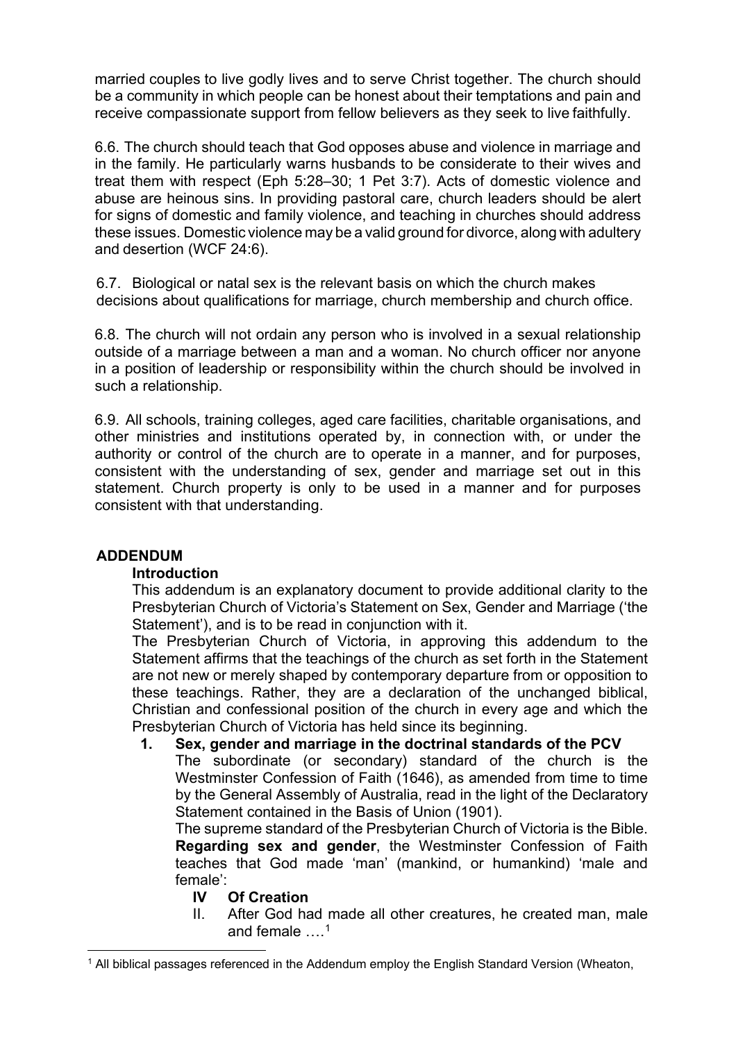married couples to live godly lives and to serve Christ together. The church should be a community in which people can be honest about their temptations and pain and receive compassionate support from fellow believers as they seek to live faithfully.

6.6. The church should teach that God opposes abuse and violence in marriage and in the family. He particularly warns husbands to be considerate to their wives and treat them with respect (Eph 5:28–30; 1 Pet 3:7). Acts of domestic violence and abuse are heinous sins. In providing pastoral care, church leaders should be alert for signs of domestic and family violence, and teaching in churches should address these issues. Domestic violence may be a valid ground for divorce, along with adultery and desertion (WCF 24:6).

6.7. Biological or natal sex is the relevant basis on which the church makes decisions about qualifications for marriage, church membership and church office.

6.8. The church will not ordain any person who is involved in a sexual relationship outside of a marriage between a man and a woman. No church officer nor anyone in a position of leadership or responsibility within the church should be involved in such a relationship.

6.9. All schools, training colleges, aged care facilities, charitable organisations, and other ministries and institutions operated by, in connection with, or under the authority or control of the church are to operate in a manner, and for purposes, consistent with the understanding of sex, gender and marriage set out in this statement. Church property is only to be used in a manner and for purposes consistent with that understanding.

## ADDENDUM

### Introduction

This addendum is an explanatory document to provide additional clarity to the Presbyterian Church of Victoria's Statement on Sex, Gender and Marriage ('the Statement'), and is to be read in conjunction with it.

The Presbyterian Church of Victoria, in approving this addendum to the Statement affirms that the teachings of the church as set forth in the Statement are not new or merely shaped by contemporary departure from or opposition to these teachings. Rather, they are a declaration of the unchanged biblical, Christian and confessional position of the church in every age and which the Presbyterian Church of Victoria has held since its beginning.

### 1. Sex, gender and marriage in the doctrinal standards of the PCV

The subordinate (or secondary) standard of the church is the Westminster Confession of Faith (1646), as amended from time to time by the General Assembly of Australia, read in the light of the Declaratory Statement contained in the Basis of Union (1901).

The supreme standard of the Presbyterian Church of Victoria is the Bible.

**Regarding sex and gender**, the Westminster Confession of Faith teaches that God made 'man' (mankind, or humankind) 'male and female':

**IV Of Creation**

II. After God had made all other creatures, he created man, male and female ….[1]

[1] All biblical passages referenced in the Addendum employ the English Standard Version (Wheaton,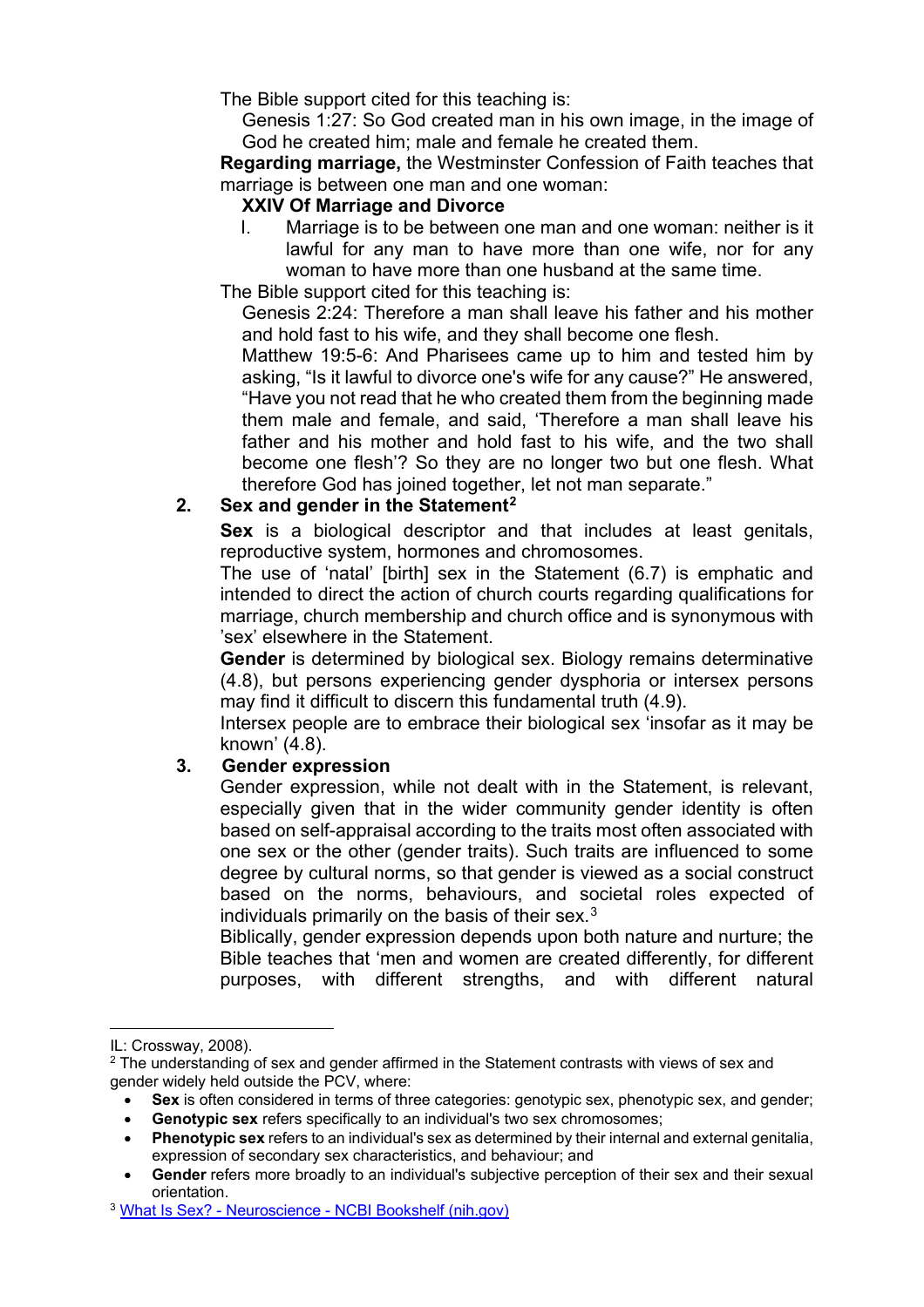The Bible support cited for this teaching is:

Genesis 1:27: So God created man in his own image, in the image of God he created him; male and female he created them.

**Regarding marriage,** the Westminster Confession of Faith teaches that marriage is between one man and one woman:

**XXIV Of Marriage and Divorce**

I. Marriage is to be between one man and one woman: neither is it lawful for any man to have more than one wife, nor for any woman to have more than one husband at the same time.

The Bible support cited for this teaching is:

Genesis 2:24: Therefore a man shall leave his father and his mother and hold fast to his wife, and they shall become one flesh.

Matthew 19:5-6: And Pharisees came up to him and tested him by asking, "Is it lawful to divorce one's wife for any cause?" He answered, "Have you not read that he who created them from the beginning made them male and female, and said, 'Therefore a man shall leave his father and his mother and hold fast to his wife, and the two shall become one flesh'? So they are no longer two but one flesh. What therefore God has joined together, let not man separate."

## 2. Sex and gender in the Statement[2]

**Sex** is a biological descriptor and that includes at least genitals, reproductive system, hormones and chromosomes.

The use of 'natal' [birth] sex in the Statement (6.7) is emphatic and intended to direct the action of church courts regarding qualifications for marriage, church membership and church office and is synonymous with 'sex' elsewhere in the Statement.

**Gender** is determined by biological sex. Biology remains determinative (4.8), but persons experiencing gender dysphoria or intersex persons may find it difficult to discern this fundamental truth (4.9).

Intersex people are to embrace their biological sex 'insofar as it may be known' (4.8).

## 3. Gender expression

Gender expression, while not dealt with in the Statement, is relevant, especially given that in the wider community gender identity is often based on self-appraisal according to the traits most often associated with one sex or the other (gender traits). Such traits are influenced to some degree by cultural norms, so that gender is viewed as a social construct based on the norms, behaviours, and societal roles expected of individuals primarily on the basis of their sex.[3]

Biblically, gender expression depends upon both nature and nurture; the Bible teaches that 'men and women are created differently, for different purposes, with different strengths, and with different natural

---

IL: Crossway, 2008).

[2] The understanding of sex and gender affirmed in the Statement contrasts with views of sex and gender widely held outside the PCV, where:

- **Sex** is often considered in terms of three categories: genotypic sex, phenotypic sex, and gender;
- **Genotypic sex** refers specifically to an individual's two sex chromosomes;
- **Phenotypic sex** refers to an individual's sex as determined by their internal and external genitalia, expression of secondary sex characteristics, and behaviour; and
- **Gender** refers more broadly to an individual's subjective perception of their sex and their sexual orientation.

[3] What Is Sex? - Neuroscience - NCBI Bookshelf (nih.gov)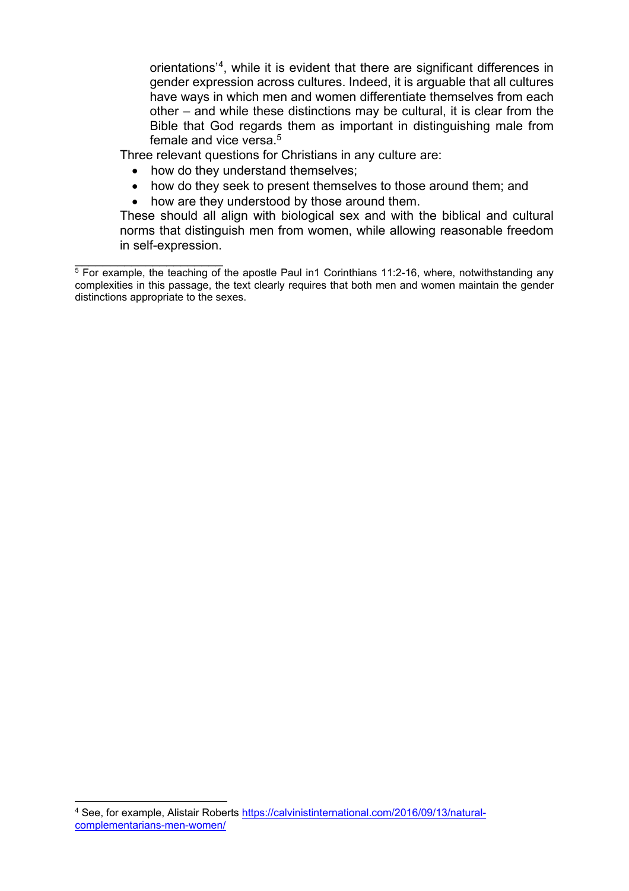orientations'[4], while it is evident that there are significant differences in gender expression across cultures. Indeed, it is arguable that all cultures have ways in which men and women differentiate themselves from each other – and while these distinctions may be cultural, it is clear from the Bible that God regards them as important in distinguishing male from female and vice versa.[5]

Three relevant questions for Christians in any culture are:

- how do they understand themselves;
- how do they seek to present themselves to those around them; and
- how are they understood by those around them.

These should all align with biological sex and with the biblical and cultural norms that distinguish men from women, while allowing reasonable freedom in self-expression.

---

[5] For example, the teaching of the apostle Paul in1 Corinthians 11:2-16, where, notwithstanding any complexities in this passage, the text clearly requires that both men and women maintain the gender distinctions appropriate to the sexes.

---

[4] See, for example, Alistair Roberts https://calvinistinternational.com/2016/09/13/natural-complementarians-men-women/